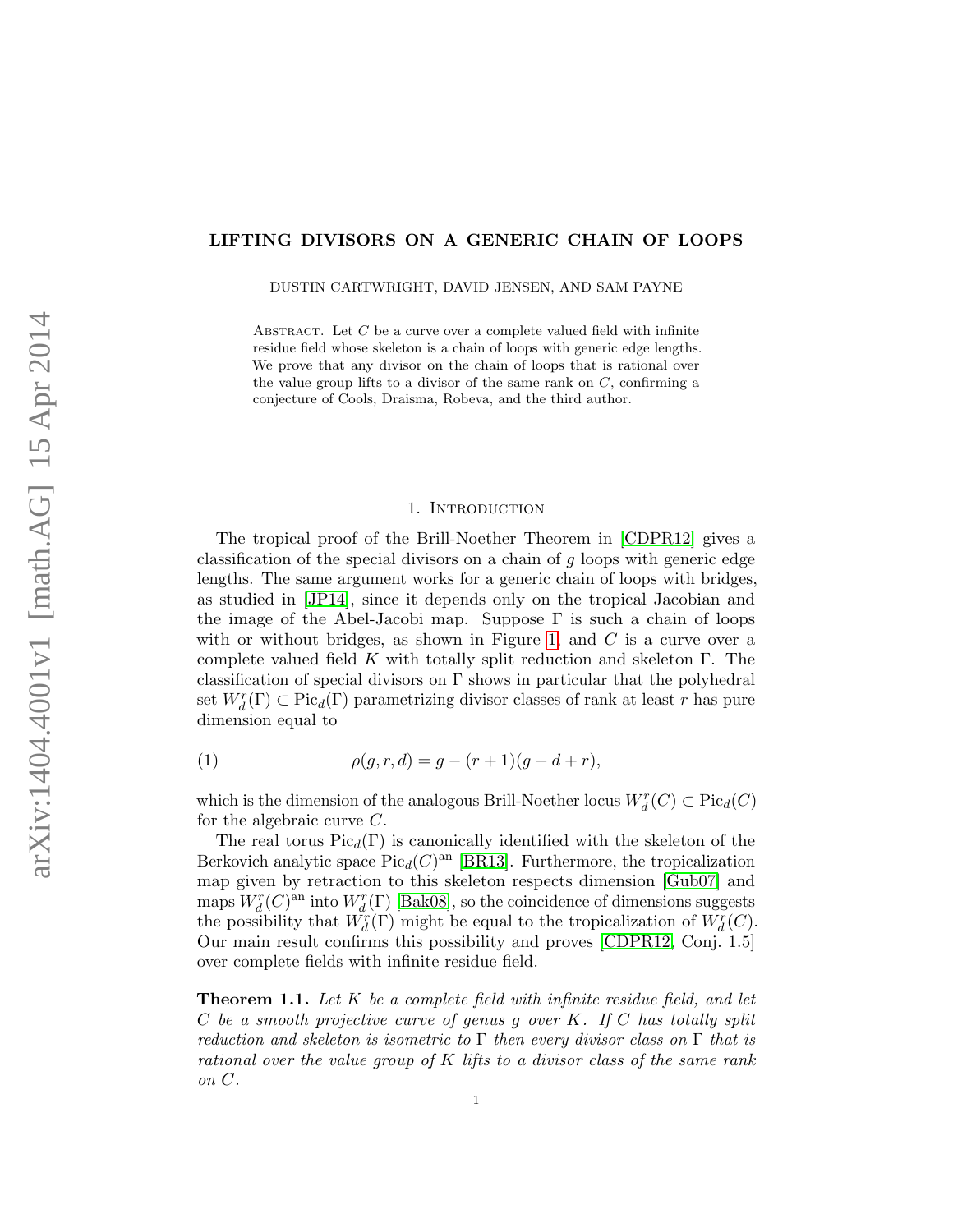# LIFTING DIVISORS ON A GENERIC CHAIN OF LOOPS

DUSTIN CARTWRIGHT, DAVID JENSEN, AND SAM PAYNE

Abstract. Let $C$ be a curve over a complete valued field with infinite residue field whose skeleton is a chain of loops with generic edge lengths. We prove that any divisor on the chain of loops that is rational over the value group lifts to a divisor of the same rank on $C$, confirming a conjecture of Cools, Draisma, Robeva, and the third author.

## 1. Introduction

The tropical proof of the Brill-Noether Theorem in [CDPR12] gives a classification of the special divisors on a chain of $g$ loops with generic edge lengths. The same argument works for a generic chain of loops with bridges, as studied in [JP14], since it depends only on the tropical Jacobian and the image of the Abel-Jacobi map. Suppose $\Gamma$ is such a chain of loops with or without bridges, as shown in Figure 1, and $C$ is a curve over a complete valued field $K$ with totally split reduction and skeleton $\Gamma$. The classification of special divisors on $\Gamma$ shows in particular that the polyhedral set $W^r_d(\Gamma) \subset \mathrm{Pic}_d(\Gamma)$ parametrizing divisor classes of rank at least $r$ has pure dimension equal to

$$\rho(g, r, d) = g - (r+1)(g - d + r), \tag{1}$$

which is the dimension of the analogous Brill-Noether locus $W^r_d(C) \subset \mathrm{Pic}_d(C)$ for the algebraic curve $C$.

The real torus $\mathrm{Pic}_d(\Gamma)$ is canonically identified with the skeleton of the Berkovich analytic space $\mathrm{Pic}_d(C)^{\mathrm{an}}$ [BR13]. Furthermore, the tropicalization map given by retraction to this skeleton respects dimension [Gub07] and maps $W^r_d(C)^{\mathrm{an}}$ into $W^r_d(\Gamma)$ [Bak08], so the coincidence of dimensions suggests the possibility that $W^r_d(\Gamma)$ might be equal to the tropicalization of $W^r_d(C)$. Our main result confirms this possibility and proves [CDPR12, Conj. 1.5] over complete fields with infinite residue field.

**Theorem 1.1.** *Let $K$ be a complete field with infinite residue field, and let $C$ be a smooth projective curve of genus $g$ over $K$. If $C$ has totally split reduction and skeleton is isometric to $\Gamma$ then every divisor class on $\Gamma$ that is rational over the value group of $K$ lifts to a divisor class of the same rank on $C$.*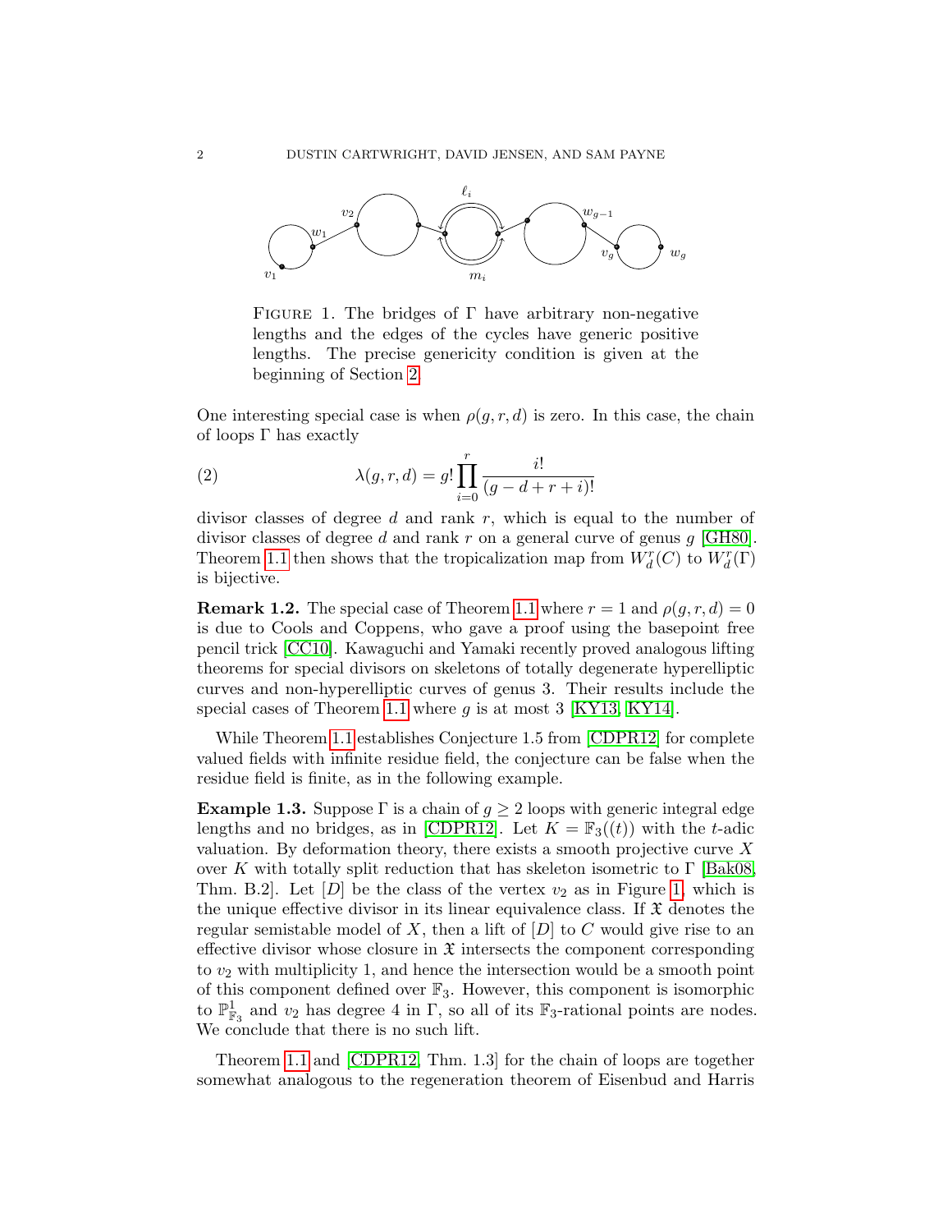FIGURE 1. The bridges of $\Gamma$ have arbitrary non-negative lengths and the edges of the cycles have generic positive lengths. The precise genericity condition is given at the beginning of Section 2.

One interesting special case is when $\rho(g, r, d)$ is zero. In this case, the chain of loops $\Gamma$ has exactly

$$\lambda(g, r, d) = g! \prod_{i=0}^{r} \frac{i!}{(g - d + r + i)!} \tag{2}$$

divisor classes of degree $d$ and rank $r$, which is equal to the number of divisor classes of degree $d$ and rank $r$ on a general curve of genus $g$ [GH80]. Theorem 1.1 then shows that the tropicalization map from $W^r_d(C)$ to $W^r_d(\Gamma)$ is bijective.

**Remark 1.2.** The special case of Theorem 1.1 where $r = 1$ and $\rho(g, r, d) = 0$ is due to Cools and Coppens, who gave a proof using the basepoint free pencil trick [CC10]. Kawaguchi and Yamaki recently proved analogous lifting theorems for special divisors on skeletons of totally degenerate hyperelliptic curves and non-hyperelliptic curves of genus 3. Their results include the special cases of Theorem 1.1 where $g$ is at most 3 [KY13, KY14].

While Theorem 1.1 establishes Conjecture 1.5 from [CDPR12] for complete valued fields with infinite residue field, the conjecture can be false when the residue field is finite, as in the following example.

**Example 1.3.** Suppose $\Gamma$ is a chain of $g \geq 2$ loops with generic integral edge lengths and no bridges, as in [CDPR12]. Let $K = \mathbb{F}_3((t))$ with the $t$-adic valuation. By deformation theory, there exists a smooth projective curve $X$ over $K$ with totally split reduction that has skeleton isometric to $\Gamma$ [Bak08, Thm. B.2]. Let $[D]$ be the class of the vertex $v_2$ as in Figure 1, which is the unique effective divisor in its linear equivalence class. If $\mathfrak{X}$ denotes the regular semistable model of $X$, then a lift of $[D]$ to $C$ would give rise to an effective divisor whose closure in $\mathfrak{X}$ intersects the component corresponding to $v_2$ with multiplicity 1, and hence the intersection would be a smooth point of this component defined over $\mathbb{F}_3$. However, this component is isomorphic to $\mathbb{P}^1_{\mathbb{F}_3}$ and $v_2$ has degree 4 in $\Gamma$, so all of its $\mathbb{F}_3$-rational points are nodes. We conclude that there is no such lift.

Theorem 1.1 and [CDPR12, Thm. 1.3] for the chain of loops are together somewhat analogous to the regeneration theorem of Eisenbud and Harris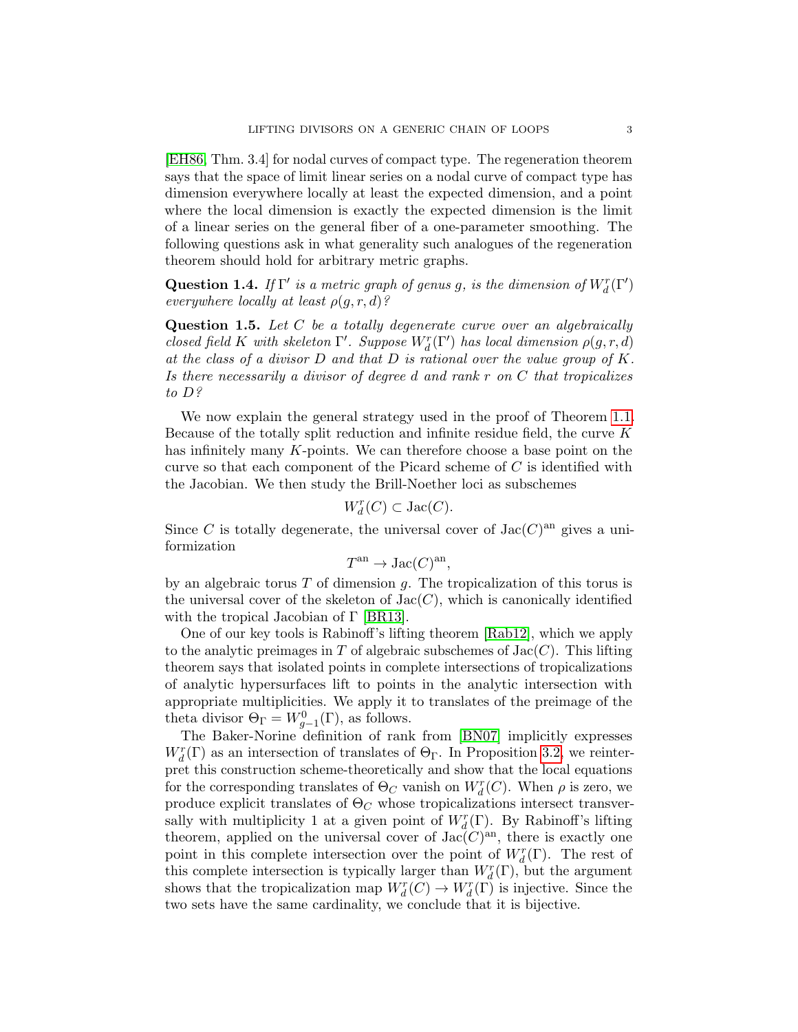[EH86, Thm. 3.4] for nodal curves of compact type. The regeneration theorem says that the space of limit linear series on a nodal curve of compact type has dimension everywhere locally at least the expected dimension, and a point where the local dimension is exactly the expected dimension is the limit of a linear series on the general fiber of a one-parameter smoothing. The following questions ask in what generality such analogues of the regeneration theorem should hold for arbitrary metric graphs.

**Question 1.4.** *If $\Gamma'$ is a metric graph of genus $g$, is the dimension of $W^r_d(\Gamma')$ everywhere locally at least $\rho(g, r, d)$?*

**Question 1.5.** *Let $C$ be a totally degenerate curve over an algebraically closed field $K$ with skeleton $\Gamma'$. Suppose $W^r_d(\Gamma')$ has local dimension $\rho(g, r, d)$ at the class of a divisor $D$ and that $D$ is rational over the value group of $K$. Is there necessarily a divisor of degree $d$ and rank $r$ on $C$ that tropicalizes to $D$?*

We now explain the general strategy used in the proof of Theorem 1.1. Because of the totally split reduction and infinite residue field, the curve $K$ has infinitely many $K$-points. We can therefore choose a base point on the curve so that each component of the Picard scheme of $C$ is identified with the Jacobian. We then study the Brill-Noether loci as subschemes

$$W^r_d(C) \subset \mathrm{Jac}(C).$$

Since $C$ is totally degenerate, the universal cover of $\mathrm{Jac}(C)^{\mathrm{an}}$ gives a uniformization

$$T^{\mathrm{an}} \to \mathrm{Jac}(C)^{\mathrm{an}},$$

by an algebraic torus $T$ of dimension $g$. The tropicalization of this torus is the universal cover of the skeleton of $\mathrm{Jac}(C)$, which is canonically identified with the tropical Jacobian of $\Gamma$ [BR13].

One of our key tools is Rabinoff's lifting theorem [Rab12], which we apply to the analytic preimages in $T$ of algebraic subschemes of $\mathrm{Jac}(C)$. This lifting theorem says that isolated points in complete intersections of tropicalizations of analytic hypersurfaces lift to points in the analytic intersection with appropriate multiplicities. We apply it to translates of the preimage of the theta divisor $\Theta_\Gamma = W^0_{g-1}(\Gamma)$, as follows.

The Baker-Norine definition of rank from [BN07] implicitly expresses $W^r_d(\Gamma)$ as an intersection of translates of $\Theta_\Gamma$. In Proposition 3.2, we reinterpret this construction scheme-theoretically and show that the local equations for the corresponding translates of $\Theta_C$ vanish on $W^r_d(C)$. When $\rho$ is zero, we produce explicit translates of $\Theta_C$ whose tropicalizations intersect transversally with multiplicity 1 at a given point of $W^r_d(\Gamma)$. By Rabinoff's lifting theorem, applied on the universal cover of $\mathrm{Jac}(C)^{\mathrm{an}}$, there is exactly one point in this complete intersection over the point of $W^r_d(\Gamma)$. The rest of this complete intersection is typically larger than $W^r_d(\Gamma)$, but the argument shows that the tropicalization map $W^r_d(C) \to W^r_d(\Gamma)$ is injective. Since the two sets have the same cardinality, we conclude that it is bijective.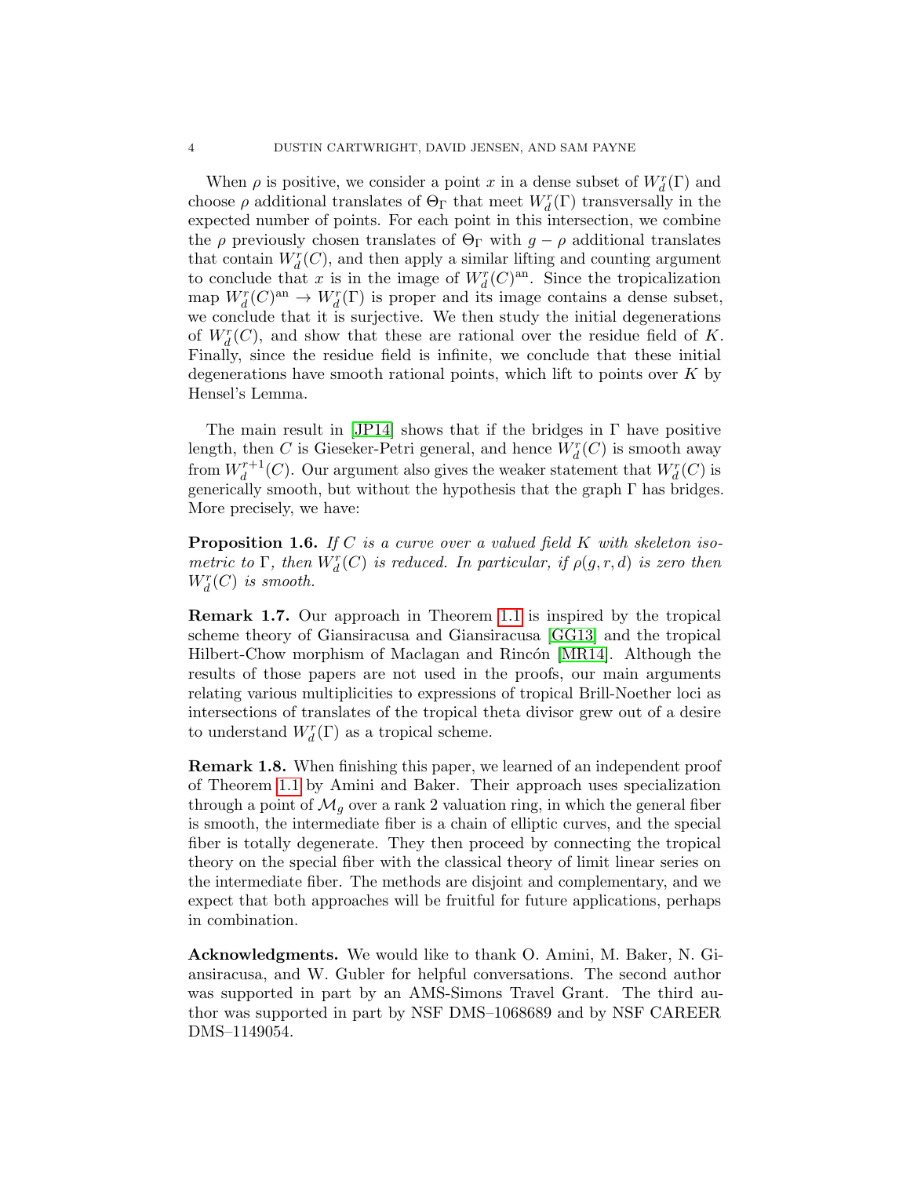When $\rho$ is positive, we consider a point $x$ in a dense subset of $W^r_d(\Gamma)$ and choose $\rho$ additional translates of $\Theta_\Gamma$ that meet $W^r_d(\Gamma)$ transversally in the expected number of points. For each point in this intersection, we combine the $\rho$ previously chosen translates of $\Theta_\Gamma$ with $g - \rho$ additional translates that contain $W^r_d(C)$, and then apply a similar lifting and counting argument to conclude that $x$ is in the image of $W^r_d(C)^{\mathrm{an}}$. Since the tropicalization map $W^r_d(C)^{\mathrm{an}} \to W^r_d(\Gamma)$ is proper and its image contains a dense subset, we conclude that it is surjective. We then study the initial degenerations of $W^r_d(C)$, and show that these are rational over the residue field of $K$. Finally, since the residue field is infinite, we conclude that these initial degenerations have smooth rational points, which lift to points over $K$ by Hensel's Lemma.

The main result in [JP14] shows that if the bridges in $\Gamma$ have positive length, then $C$ is Gieseker-Petri general, and hence $W^r_d(C)$ is smooth away from $W^{r+1}_d(C)$. Our argument also gives the weaker statement that $W^r_d(C)$ is generically smooth, but without the hypothesis that the graph $\Gamma$ has bridges. More precisely, we have:

**Proposition 1.6.** *If $C$ is a curve over a valued field $K$ with skeleton isometric to $\Gamma$, then $W^r_d(C)$ is reduced. In particular, if $\rho(g, r, d)$ is zero then $W^r_d(C)$ is smooth.*

**Remark 1.7.** Our approach in Theorem 1.1 is inspired by the tropical scheme theory of Giansiracusa and Giansiracusa [GG13] and the tropical Hilbert-Chow morphism of Maclagan and Rincón [MR14]. Although the results of those papers are not used in the proofs, our main arguments relating various multiplicities to expressions of tropical Brill-Noether loci as intersections of translates of the tropical theta divisor grew out of a desire to understand $W^r_d(\Gamma)$ as a tropical scheme.

**Remark 1.8.** When finishing this paper, we learned of an independent proof of Theorem 1.1 by Amini and Baker. Their approach uses specialization through a point of $\mathcal{M}_g$ over a rank 2 valuation ring, in which the general fiber is smooth, the intermediate fiber is a chain of elliptic curves, and the special fiber is totally degenerate. They then proceed by connecting the tropical theory on the special fiber with the classical theory of limit linear series on the intermediate fiber. The methods are disjoint and complementary, and we expect that both approaches will be fruitful for future applications, perhaps in combination.

**Acknowledgments.** We would like to thank O. Amini, M. Baker, N. Giansiracusa, and W. Gubler for helpful conversations. The second author was supported in part by an AMS-Simons Travel Grant. The third author was supported in part by NSF DMS–1068689 and by NSF CAREER DMS–1149054.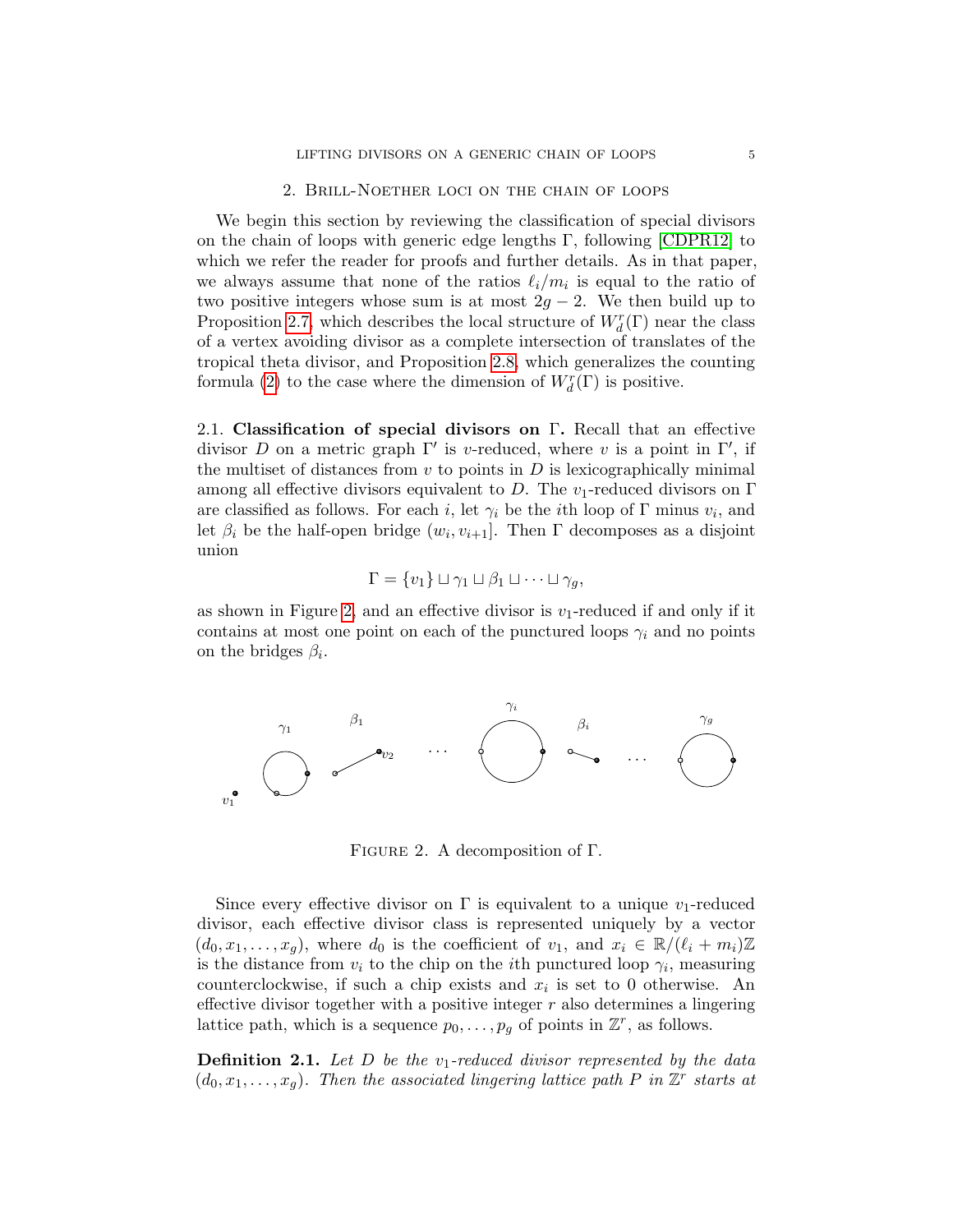## 2. Brill-Noether loci on the chain of loops

We begin this section by reviewing the classification of special divisors on the chain of loops with generic edge lengths $\Gamma$, following [CDPR12] to which we refer the reader for proofs and further details. As in that paper, we always assume that none of the ratios $\ell_i/m_i$ is equal to the ratio of two positive integers whose sum is at most $2g-2$. We then build up to Proposition 2.7, which describes the local structure of $W^r_d(\Gamma)$ near the class of a vertex avoiding divisor as a complete intersection of translates of the tropical theta divisor, and Proposition 2.8, which generalizes the counting formula (2) to the case where the dimension of $W^r_d(\Gamma)$ is positive.

2.1. **Classification of special divisors on $\Gamma$.** Recall that an effective divisor $D$ on a metric graph $\Gamma'$ is $v$-reduced, where $v$ is a point in $\Gamma'$, if the multiset of distances from $v$ to points in $D$ is lexicographically minimal among all effective divisors equivalent to $D$. The $v_1$-reduced divisors on $\Gamma$ are classified as follows. For each $i$, let $\gamma_i$ be the $i$th loop of $\Gamma$ minus $v_i$, and let $\beta_i$ be the half-open bridge $(w_i, v_{i+1}]$. Then $\Gamma$ decomposes as a disjoint union

$$\Gamma = \{v_1\} \sqcup \gamma_1 \sqcup \beta_1 \sqcup \cdots \sqcup \gamma_g,$$

as shown in Figure 2, and an effective divisor is $v_1$-reduced if and only if it contains at most one point on each of the punctured loops $\gamma_i$ and no points on the bridges $\beta_i$.

Figure 2. A decomposition of $\Gamma$.

Since every effective divisor on $\Gamma$ is equivalent to a unique $v_1$-reduced divisor, each effective divisor class is represented uniquely by a vector $(d_0, x_1, \ldots, x_g)$, where $d_0$ is the coefficient of $v_1$, and $x_i \in \mathbb{R}/(\ell_i + m_i)\mathbb{Z}$ is the distance from $v_i$ to the chip on the $i$th punctured loop $\gamma_i$, measuring counterclockwise, if such a chip exists and $x_i$ is set to $0$ otherwise. An effective divisor together with a positive integer $r$ also determines a lingering lattice path, which is a sequence $p_0, \ldots, p_g$ of points in $\mathbb{Z}^r$, as follows.

**Definition 2.1.** *Let $D$ be the $v_1$-reduced divisor represented by the data $(d_0, x_1, \ldots, x_g)$. Then the associated lingering lattice path $P$ in $\mathbb{Z}^r$ starts at*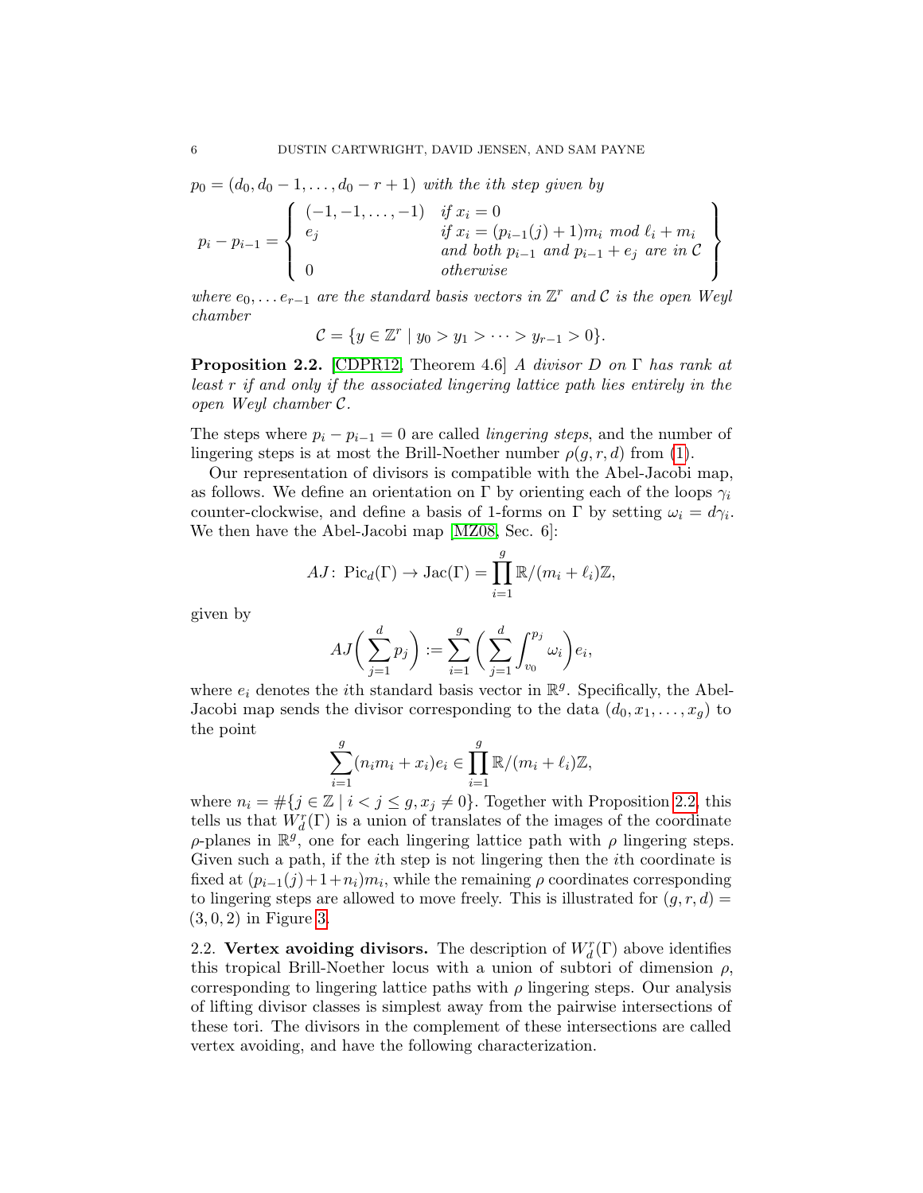$p_0 = (d_0, d_0 - 1, \ldots, d_0 - r + 1)$ *with the ith step given by*

$$p_i - p_{i-1} = \left\{ \begin{array}{ll} (-1, -1, \ldots, -1) & \text{if } x_i = 0 \\ e_j & \text{if } x_i = (p_{i-1}(j) + 1)m_i \text{ mod } \ell_i + m_i \\ & \text{and both } p_{i-1} \text{ and } p_{i-1} + e_j \text{ are in } \mathcal{C} \\ 0 & \text{otherwise} \end{array} \right\}$$

*where $e_0, \ldots e_{r-1}$ are the standard basis vectors in $\mathbb{Z}^r$ and $\mathcal{C}$ is the open Weyl chamber*

$$\mathcal{C} = \{y \in \mathbb{Z}^r \mid y_0 > y_1 > \cdots > y_{r-1} > 0\}.$$

**Proposition 2.2.** [CDPR12, Theorem 4.6] *A divisor $D$ on $\Gamma$ has rank at least $r$ if and only if the associated lingering lattice path lies entirely in the open Weyl chamber $\mathcal{C}$.*

The steps where $p_i - p_{i-1} = 0$ are called *lingering steps*, and the number of lingering steps is at most the Brill-Noether number $\rho(g, r, d)$ from (1).

Our representation of divisors is compatible with the Abel-Jacobi map, as follows. We define an orientation on $\Gamma$ by orienting each of the loops $\gamma_i$ counter-clockwise, and define a basis of 1-forms on $\Gamma$ by setting $\omega_i = d\gamma_i$. We then have the Abel-Jacobi map [MZ08, Sec. 6]:

$$AJ\colon \operatorname{Pic}_d(\Gamma) \to \operatorname{Jac}(\Gamma) = \prod_{i=1}^{g} \mathbb{R}/(m_i + \ell_i)\mathbb{Z},$$

given by

$$AJ\bigg(\sum_{j=1}^{d} p_j\bigg) := \sum_{i=1}^{g} \bigg(\sum_{j=1}^{d} \int_{v_0}^{p_j} \omega_i\bigg) e_i,$$

where $e_i$ denotes the $i$th standard basis vector in $\mathbb{R}^g$. Specifically, the Abel-Jacobi map sends the divisor corresponding to the data $(d_0, x_1, \ldots, x_g)$ to the point

$$\sum_{i=1}^{g} (n_i m_i + x_i) e_i \in \prod_{i=1}^{g} \mathbb{R}/(m_i + \ell_i)\mathbb{Z},$$

where $n_i = \#\{j \in \mathbb{Z} \mid i < j \leq g, x_j \neq 0\}$. Together with Proposition 2.2, this tells us that $W^r_d(\Gamma)$ is a union of translates of the images of the coordinate $\rho$-planes in $\mathbb{R}^g$, one for each lingering lattice path with $\rho$ lingering steps. Given such a path, if the $i$th step is not lingering then the $i$th coordinate is fixed at $(p_{i-1}(j) + 1 + n_i)m_i$, while the remaining $\rho$ coordinates corresponding to lingering steps are allowed to move freely. This is illustrated for $(g, r, d) = (3, 0, 2)$ in Figure 3.

2.2. **Vertex avoiding divisors.** The description of $W^r_d(\Gamma)$ above identifies this tropical Brill-Noether locus with a union of subtori of dimension $\rho$, corresponding to lingering lattice paths with $\rho$ lingering steps. Our analysis of lifting divisor classes is simplest away from the pairwise intersections of these tori. The divisors in the complement of these intersections are called vertex avoiding, and have the following characterization.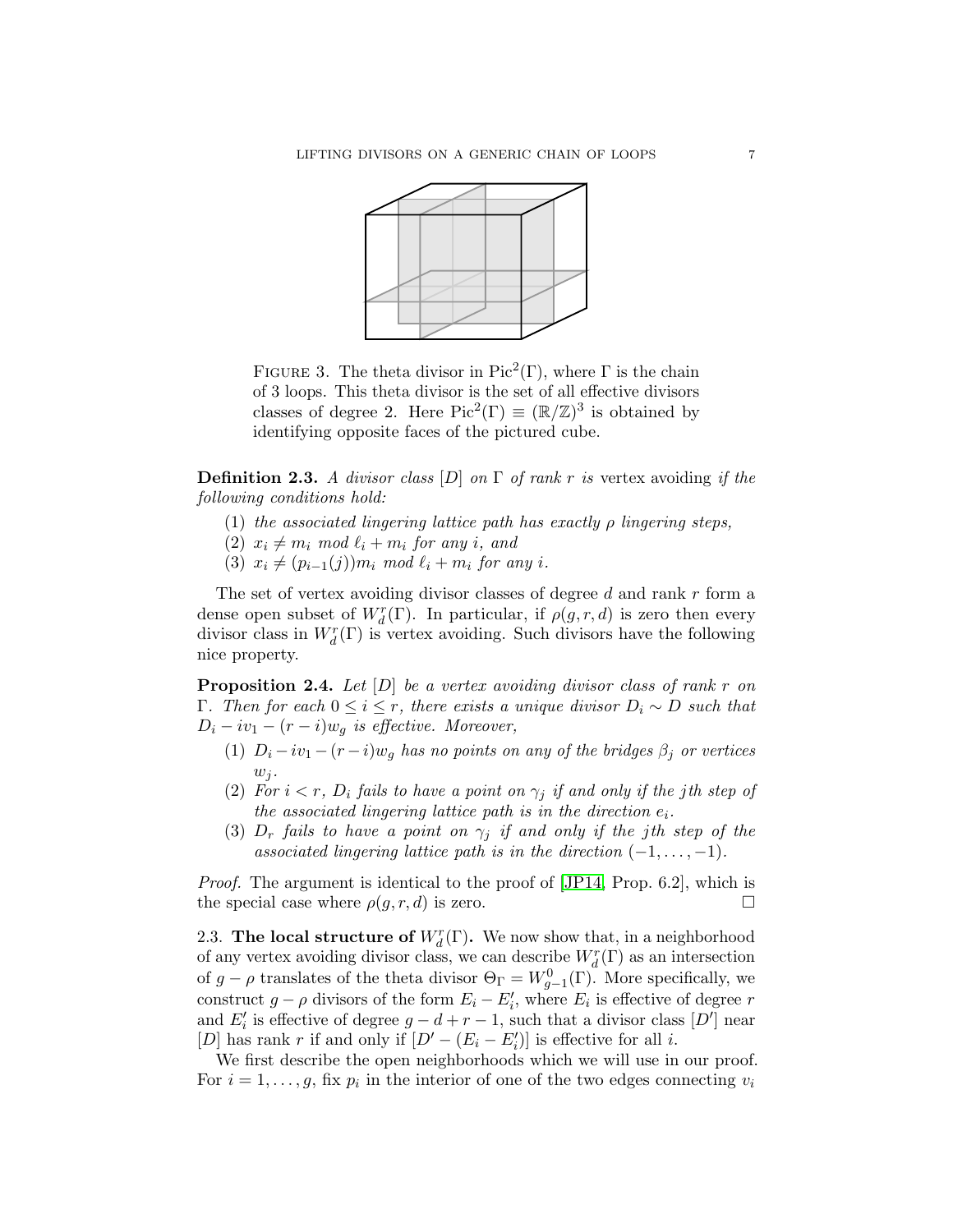FIGURE 3. The theta divisor in $\mathrm{Pic}^2(\Gamma)$, where $\Gamma$ is the chain of 3 loops. This theta divisor is the set of all effective divisors classes of degree 2. Here $\mathrm{Pic}^2(\Gamma) \equiv (\mathbb{R}/\mathbb{Z})^3$ is obtained by identifying opposite faces of the pictured cube.

**Definition 2.3.** *A divisor class $[D]$ on $\Gamma$ of rank $r$ is* vertex avoiding *if the following conditions hold:*

1. *the associated lingering lattice path has exactly $\rho$ lingering steps,*
2. *$x_i \neq m_i \bmod \ell_i + m_i$ for any $i$, and*
3. *$x_i \neq (p_{i-1}(j))m_i \bmod \ell_i + m_i$ for any $i$.*

The set of vertex avoiding divisor classes of degree $d$ and rank $r$ form a dense open subset of $W^r_d(\Gamma)$. In particular, if $\rho(g, r, d)$ is zero then every divisor class in $W^r_d(\Gamma)$ is vertex avoiding. Such divisors have the following nice property.

**Proposition 2.4.** *Let $[D]$ be a vertex avoiding divisor class of rank $r$ on $\Gamma$. Then for each $0 \leq i \leq r$, there exists a unique divisor $D_i \sim D$ such that $D_i - iv_1 - (r-i)w_g$ is effective. Moreover,*

1. *$D_i - iv_1 - (r-i)w_g$ has no points on any of the bridges $\beta_j$ or vertices $w_j$.*
2. *For $i < r$, $D_i$ fails to have a point on $\gamma_j$ if and only if the $j$th step of the associated lingering lattice path is in the direction $e_i$.*
3. *$D_r$ fails to have a point on $\gamma_j$ if and only if the $j$th step of the associated lingering lattice path is in the direction $(-1, \ldots, -1)$.*

*Proof.* The argument is identical to the proof of [JP14, Prop. 6.2], which is the special case where $\rho(g, r, d)$ is zero. $\square$

2.3. **The local structure of $W^r_d(\Gamma)$.** We now show that, in a neighborhood of any vertex avoiding divisor class, we can describe $W^r_d(\Gamma)$ as an intersection of $g - \rho$ translates of the theta divisor $\Theta_\Gamma = W^0_{g-1}(\Gamma)$. More specifically, we construct $g - \rho$ divisors of the form $E_i - E'_i$, where $E_i$ is effective of degree $r$ and $E'_i$ is effective of degree $g - d + r - 1$, such that a divisor class $[D']$ near $[D]$ has rank $r$ if and only if $[D' - (E_i - E'_i)]$ is effective for all $i$.

We first describe the open neighborhoods which we will use in our proof. For $i = 1, \ldots, g$, fix $p_i$ in the interior of one of the two edges connecting $v_i$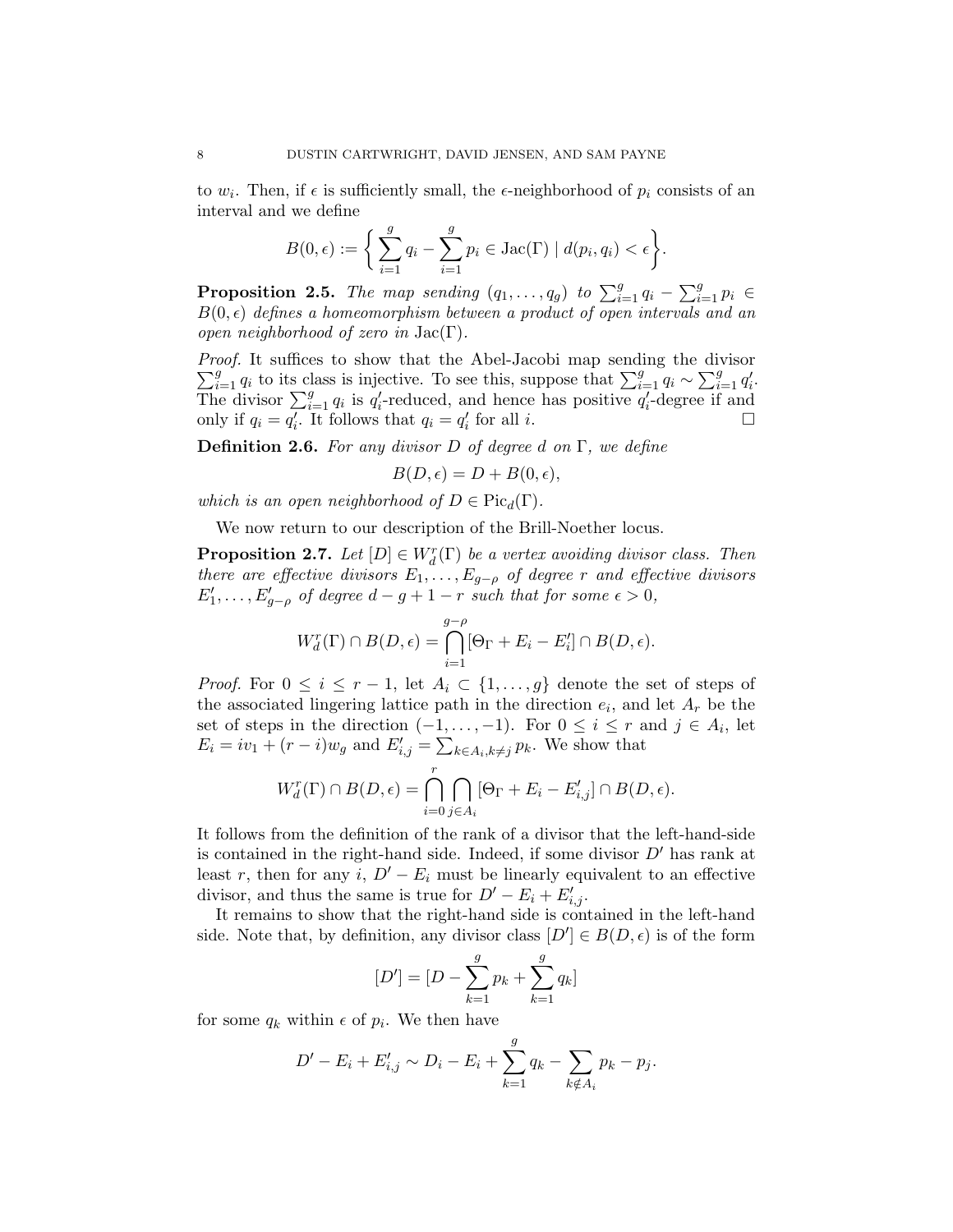to $w_i$. Then, if $\epsilon$ is sufficiently small, the $\epsilon$-neighborhood of $p_i$ consists of an interval and we define

$$B(0,\epsilon) := \left\{ \sum_{i=1}^{g} q_i - \sum_{i=1}^{g} p_i \in \mathrm{Jac}(\Gamma) \mid d(p_i, q_i) < \epsilon \right\}.$$

**Proposition 2.5.** *The map sending $(q_1, \ldots, q_g)$ to $\sum_{i=1}^{g} q_i - \sum_{i=1}^{g} p_i \in B(0,\epsilon)$ defines a homeomorphism between a product of open intervals and an open neighborhood of zero in $\mathrm{Jac}(\Gamma)$.*

*Proof.* It suffices to show that the Abel-Jacobi map sending the divisor $\sum_{i=1}^{g} q_i$ to its class is injective. To see this, suppose that $\sum_{i=1}^{g} q_i \sim \sum_{i=1}^{g} q_i'$. The divisor $\sum_{i=1}^{g} q_i$ is $q_i'$-reduced, and hence has positive $q_i'$-degree if and only if $q_i = q_i'$. It follows that $q_i = q_i'$ for all $i$. $\square$

**Definition 2.6.** *For any divisor $D$ of degree $d$ on $\Gamma$, we define*

$$B(D,\epsilon) = D + B(0,\epsilon),$$

*which is an open neighborhood of $D \in \mathrm{Pic}_d(\Gamma)$.*

We now return to our description of the Brill-Noether locus.

**Proposition 2.7.** *Let $[D] \in W^r_d(\Gamma)$ be a vertex avoiding divisor class. Then there are effective divisors $E_1, \ldots, E_{g-\rho}$ of degree $r$ and effective divisors $E_1', \ldots, E_{g-\rho}'$ of degree $d - g + 1 - r$ such that for some $\epsilon > 0$,*

$$W^r_d(\Gamma) \cap B(D,\epsilon) = \bigcap_{i=1}^{g-\rho} [\Theta_\Gamma + E_i - E_i'] \cap B(D,\epsilon).$$

*Proof.* For $0 \leq i \leq r-1$, let $A_i \subset \{1, \ldots, g\}$ denote the set of steps of the associated lingering lattice path in the direction $e_i$, and let $A_r$ be the set of steps in the direction $(-1, \ldots, -1)$. For $0 \leq i \leq r$ and $j \in A_i$, let $E_i = iv_1 + (r-i)w_g$ and $E_{i,j}' = \sum_{k \in A_i, k \neq j} p_k$. We show that

$$W^r_d(\Gamma) \cap B(D,\epsilon) = \bigcap_{i=0}^{r} \bigcap_{j \in A_i} [\Theta_\Gamma + E_i - E_{i,j}'] \cap B(D,\epsilon).$$

It follows from the definition of the rank of a divisor that the left-hand-side is contained in the right-hand side. Indeed, if some divisor $D'$ has rank at least $r$, then for any $i$, $D' - E_i$ must be linearly equivalent to an effective divisor, and thus the same is true for $D' - E_i + E_{i,j}'$.

It remains to show that the right-hand side is contained in the left-hand side. Note that, by definition, any divisor class $[D'] \in B(D,\epsilon)$ is of the form

$$[D'] = [D - \sum_{k=1}^{g} p_k + \sum_{k=1}^{g} q_k]$$

for some $q_k$ within $\epsilon$ of $p_i$. We then have

$$D' - E_i + E_{i,j}' \sim D_i - E_i + \sum_{k=1}^{g} q_k - \sum_{k \notin A_i} p_k - p_j.$$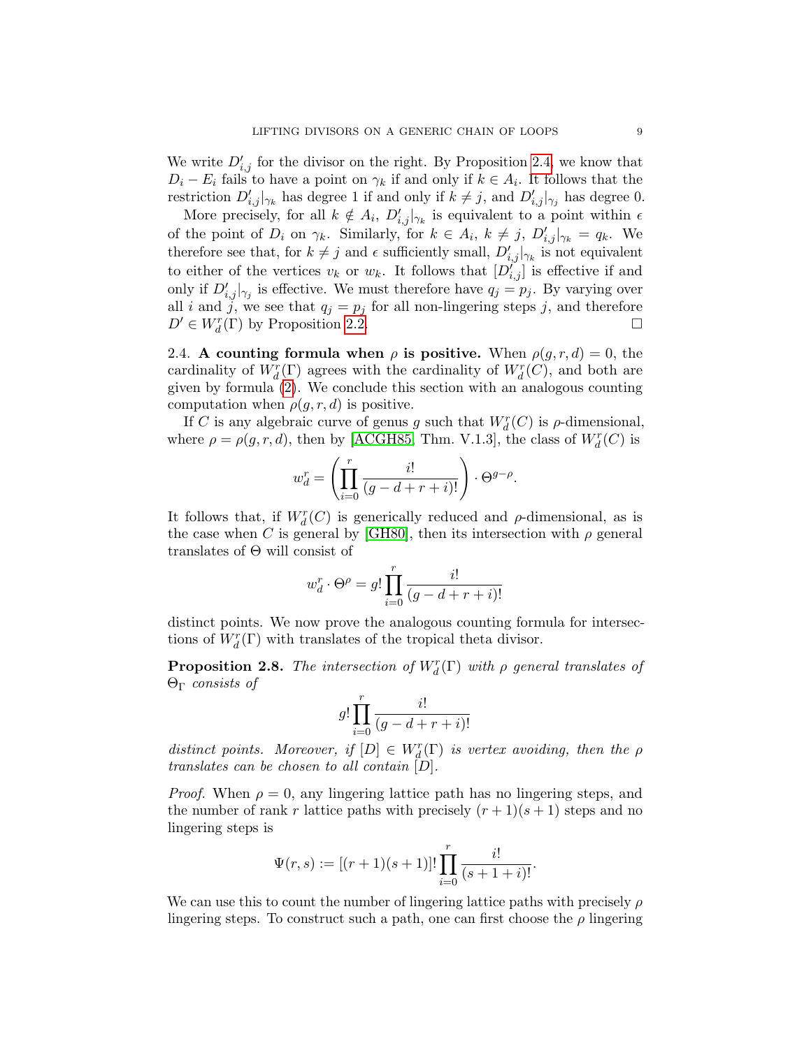We write $D'_{i,j}$ for the divisor on the right. By Proposition 2.4, we know that $D_i - E_i$ fails to have a point on $\gamma_k$ if and only if $k \in A_i$. It follows that the restriction $D'_{i,j}|_{\gamma_k}$ has degree 1 if and only if $k \neq j$, and $D'_{i,j}|_{\gamma_j}$ has degree 0.

More precisely, for all $k \notin A_i$, $D'_{i,j}|_{\gamma_k}$ is equivalent to a point within $\epsilon$ of the point of $D_i$ on $\gamma_k$. Similarly, for $k \in A_i$, $k \neq j$, $D'_{i,j}|_{\gamma_k} = q_k$. We therefore see that, for $k \neq j$ and $\epsilon$ sufficiently small, $D'_{i,j}|_{\gamma_k}$ is not equivalent to either of the vertices $v_k$ or $w_k$. It follows that $[D'_{i,j}]$ is effective if and only if $D'_{i,j}|_{\gamma_j}$ is effective. We must therefore have $q_j = p_j$. By varying over all $i$ and $j$, we see that $q_j = p_j$ for all non-lingering steps $j$, and therefore $D' \in W^r_d(\Gamma)$ by Proposition 2.2. □

2.4. **A counting formula when $\rho$ is positive.** When $\rho(g, r, d) = 0$, the cardinality of $W^r_d(\Gamma)$ agrees with the cardinality of $W^r_d(C)$, and both are given by formula (2). We conclude this section with an analogous counting computation when $\rho(g, r, d)$ is positive.

If $C$ is any algebraic curve of genus $g$ such that $W^r_d(C)$ is $\rho$-dimensional, where $\rho = \rho(g, r, d)$, then by [ACGH85, Thm. V.1.3], the class of $W^r_d(C)$ is

$$w^r_d = \left( \prod_{i=0}^{r} \frac{i!}{(g - d + r + i)!} \right) \cdot \Theta^{g-\rho}.$$

It follows that, if $W^r_d(C)$ is generically reduced and $\rho$-dimensional, as is the case when $C$ is general by [GH80], then its intersection with $\rho$ general translates of $\Theta$ will consist of

$$w^r_d \cdot \Theta^\rho = g! \prod_{i=0}^{r} \frac{i!}{(g - d + r + i)!}$$

distinct points. We now prove the analogous counting formula for intersections of $W^r_d(\Gamma)$ with translates of the tropical theta divisor.

**Proposition 2.8.** *The intersection of $W^r_d(\Gamma)$ with $\rho$ general translates of $\Theta_\Gamma$ consists of*

$$g! \prod_{i=0}^{r} \frac{i!}{(g - d + r + i)!}$$

*distinct points. Moreover, if $[D] \in W^r_d(\Gamma)$ is vertex avoiding, then the $\rho$ translates can be chosen to all contain $[D]$.*

*Proof.* When $\rho = 0$, any lingering lattice path has no lingering steps, and the number of rank $r$ lattice paths with precisely $(r+1)(s+1)$ steps and no lingering steps is

$$\Psi(r, s) := [(r + 1)(s + 1)]! \prod_{i=0}^{r} \frac{i!}{(s + 1 + i)!}.$$

We can use this to count the number of lingering lattice paths with precisely $\rho$ lingering steps. To construct such a path, one can first choose the $\rho$ lingering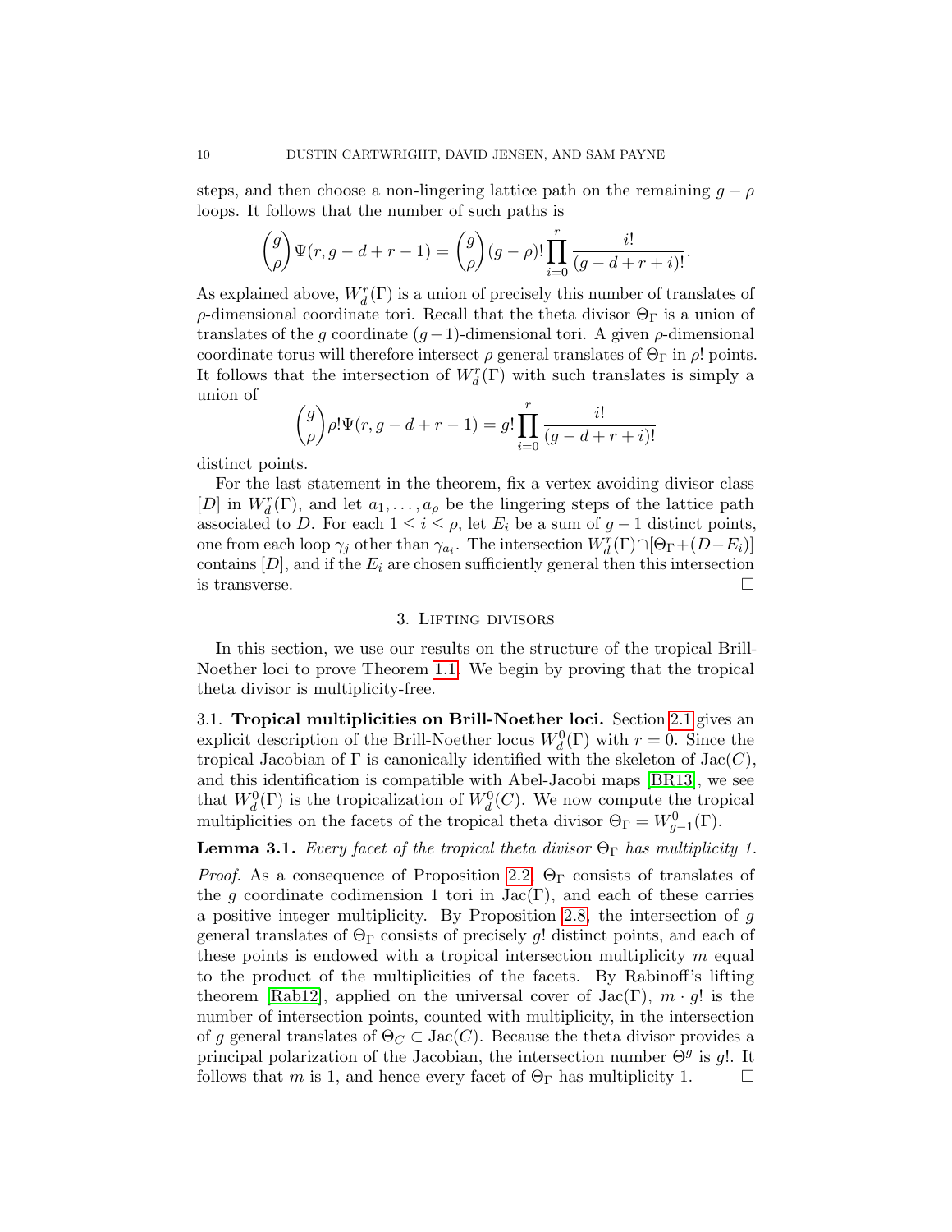steps, and then choose a non-lingering lattice path on the remaining $g - \rho$ loops. It follows that the number of such paths is

$$\binom{g}{\rho}\Psi(r, g-d+r-1) = \binom{g}{\rho}(g-\rho)!\prod_{i=0}^{r}\frac{i!}{(g-d+r+i)!}.$$

As explained above, $W^r_d(\Gamma)$ is a union of precisely this number of translates of $\rho$-dimensional coordinate tori. Recall that the theta divisor $\Theta_\Gamma$ is a union of translates of the $g$ coordinate $(g-1)$-dimensional tori. A given $\rho$-dimensional coordinate torus will therefore intersect $\rho$ general translates of $\Theta_\Gamma$ in $\rho!$ points. It follows that the intersection of $W^r_d(\Gamma)$ with such translates is simply a union of

$$\binom{g}{\rho}\rho!\Psi(r, g-d+r-1) = g!\prod_{i=0}^{r}\frac{i!}{(g-d+r+i)!}$$

distinct points.

For the last statement in the theorem, fix a vertex avoiding divisor class $[D]$ in $W^r_d(\Gamma)$, and let $a_1, \ldots, a_\rho$ be the lingering steps of the lattice path associated to $D$. For each $1 \leq i \leq \rho$, let $E_i$ be a sum of $g-1$ distinct points, one from each loop $\gamma_j$ other than $\gamma_{a_i}$. The intersection $W^r_d(\Gamma) \cap [\Theta_\Gamma + (D - E_i)]$ contains $[D]$, and if the $E_i$ are chosen sufficiently general then this intersection is transverse. □

## 3. Lifting divisors

In this section, we use our results on the structure of the tropical Brill-Noether loci to prove Theorem 1.1. We begin by proving that the tropical theta divisor is multiplicity-free.

### 3.1. Tropical multiplicities on Brill-Noether loci.

Section 2.1 gives an explicit description of the Brill-Noether locus $W^0_d(\Gamma)$ with $r = 0$. Since the tropical Jacobian of $\Gamma$ is canonically identified with the skeleton of $\mathrm{Jac}(C)$, and this identification is compatible with Abel-Jacobi maps [BR13], we see that $W^0_d(\Gamma)$ is the tropicalization of $W^0_d(C)$. We now compute the tropical multiplicities on the facets of the tropical theta divisor $\Theta_\Gamma = W^0_{g-1}(\Gamma)$.

**Lemma 3.1.** *Every facet of the tropical theta divisor $\Theta_\Gamma$ has multiplicity 1.*

*Proof.* As a consequence of Proposition 2.2, $\Theta_\Gamma$ consists of translates of the $g$ coordinate codimension 1 tori in $\mathrm{Jac}(\Gamma)$, and each of these carries a positive integer multiplicity. By Proposition 2.8, the intersection of $g$ general translates of $\Theta_\Gamma$ consists of precisely $g!$ distinct points, and each of these points is endowed with a tropical intersection multiplicity $m$ equal to the product of the multiplicities of the facets. By Rabinoff's lifting theorem [Rab12], applied on the universal cover of $\mathrm{Jac}(\Gamma)$, $m \cdot g!$ is the number of intersection points, counted with multiplicity, in the intersection of $g$ general translates of $\Theta_C \subset \mathrm{Jac}(C)$. Because the theta divisor provides a principal polarization of the Jacobian, the intersection number $\Theta^g$ is $g!$. It follows that $m$ is 1, and hence every facet of $\Theta_\Gamma$ has multiplicity 1. □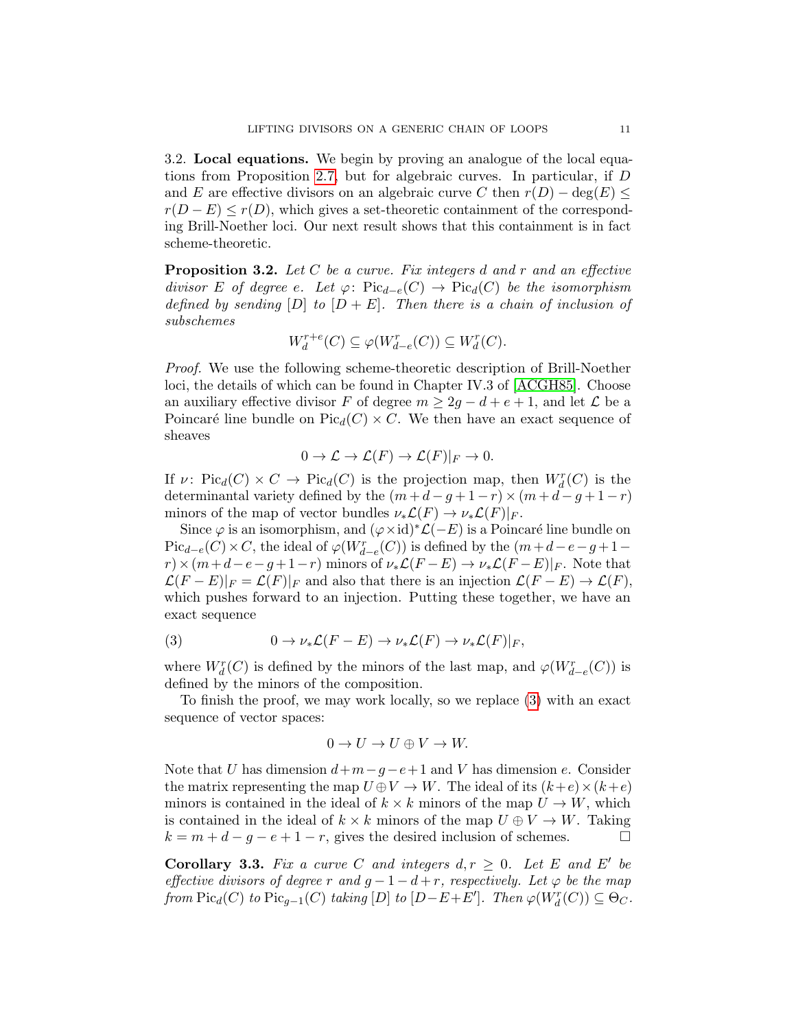### 3.2. Local equations.

We begin by proving an analogue of the local equations from Proposition 2.7, but for algebraic curves. In particular, if $D$ and $E$ are effective divisors on an algebraic curve $C$ then $r(D) - \deg(E) \leq r(D-E) \leq r(D)$, which gives a set-theoretic containment of the corresponding Brill-Noether loci. Our next result shows that this containment is in fact scheme-theoretic.

**Proposition 3.2.** *Let $C$ be a curve. Fix integers $d$ and $r$ and an effective divisor $E$ of degree $e$. Let $\varphi\colon \mathrm{Pic}_{d-e}(C) \to \mathrm{Pic}_d(C)$ be the isomorphism defined by sending $[D]$ to $[D+E]$. Then there is a chain of inclusion of subschemes*

$$W_d^{r+e}(C) \subseteq \varphi(W_{d-e}^r(C)) \subseteq W_d^r(C).$$

*Proof.* We use the following scheme-theoretic description of Brill-Noether loci, the details of which can be found in Chapter IV.3 of [ACGH85]. Choose an auxiliary effective divisor $F$ of degree $m \geq 2g - d + e + 1$, and let $\mathcal{L}$ be a Poincaré line bundle on $\mathrm{Pic}_d(C) \times C$. We then have an exact sequence of sheaves

$$0 \to \mathcal{L} \to \mathcal{L}(F) \to \mathcal{L}(F)|_F \to 0.$$

If $\nu\colon \mathrm{Pic}_d(C) \times C \to \mathrm{Pic}_d(C)$ is the projection map, then $W_d^r(C)$ is the determinantal variety defined by the $(m+d-g+1-r) \times (m+d-g+1-r)$ minors of the map of vector bundles $\nu_*\mathcal{L}(F) \to \nu_*\mathcal{L}(F)|_F$.

Since $\varphi$ is an isomorphism, and $(\varphi \times \mathrm{id})^*\mathcal{L}(-E)$ is a Poincaré line bundle on $\mathrm{Pic}_{d-e}(C) \times C$, the ideal of $\varphi(W_{d-e}^r(C))$ is defined by the $(m+d-e-g+1-r) \times (m+d-e-g+1-r)$ minors of $\nu_*\mathcal{L}(F-E) \to \nu_*\mathcal{L}(F-E)|_F$. Note that $\mathcal{L}(F-E)|_F = \mathcal{L}(F)|_F$ and also that there is an injection $\mathcal{L}(F-E) \to \mathcal{L}(F)$, which pushes forward to an injection. Putting these together, we have an exact sequence

$$0 \to \nu_*\mathcal{L}(F-E) \to \nu_*\mathcal{L}(F) \to \nu_*\mathcal{L}(F)|_F, \tag{3}$$

where $W_d^r(C)$ is defined by the minors of the last map, and $\varphi(W_{d-e}^r(C))$ is defined by the minors of the composition.

To finish the proof, we may work locally, so we replace (3) with an exact sequence of vector spaces:

$$0 \to U \to U \oplus V \to W.$$

Note that $U$ has dimension $d+m-g-e+1$ and $V$ has dimension $e$. Consider the matrix representing the map $U \oplus V \to W$. The ideal of its $(k+e) \times (k+e)$ minors is contained in the ideal of $k \times k$ minors of the map $U \to W$, which is contained in the ideal of $k \times k$ minors of the map $U \oplus V \to W$. Taking $k = m+d-g-e+1-r$, gives the desired inclusion of schemes. $\square$

**Corollary 3.3.** *Fix a curve $C$ and integers $d, r \geq 0$. Let $E$ and $E'$ be effective divisors of degree $r$ and $g-1-d+r$, respectively. Let $\varphi$ be the map from $\mathrm{Pic}_d(C)$ to $\mathrm{Pic}_{g-1}(C)$ taking $[D]$ to $[D-E+E']$. Then $\varphi(W_d^r(C)) \subseteq \Theta_C$.*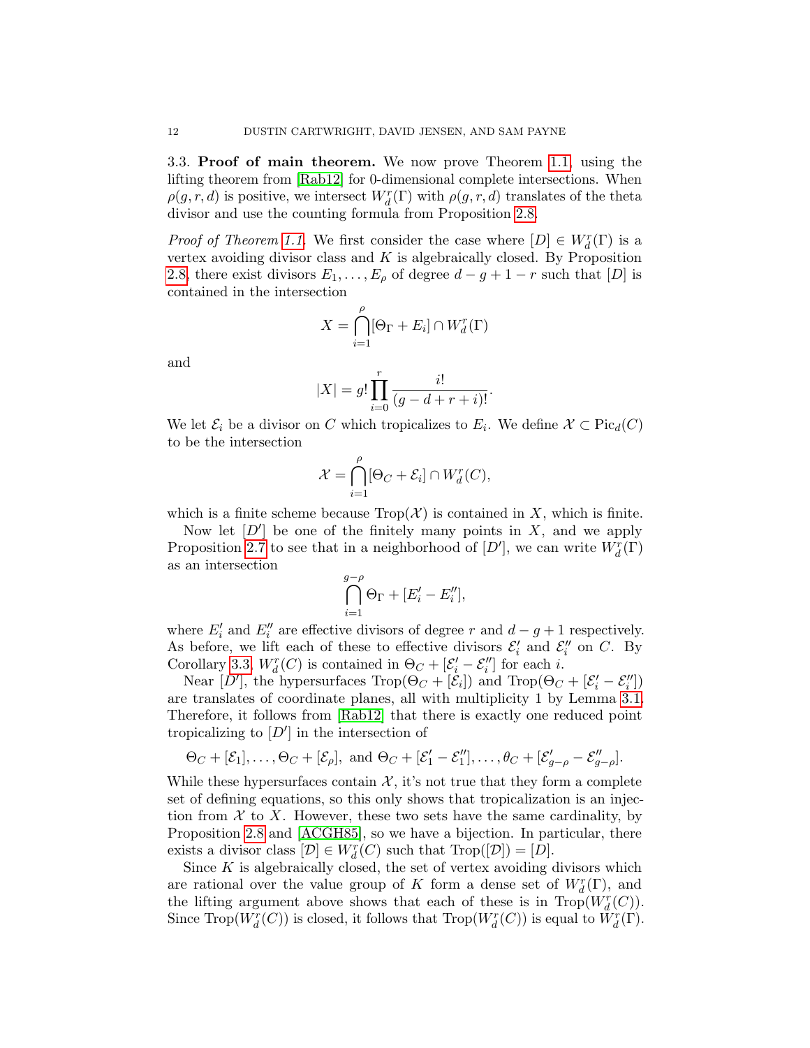### 3.3. Proof of main theorem.

We now prove Theorem 1.1, using the lifting theorem from [Rab12] for 0-dimensional complete intersections. When $\rho(g,r,d)$ is positive, we intersect $W^r_d(\Gamma)$ with $\rho(g,r,d)$ translates of the theta divisor and use the counting formula from Proposition 2.8.

*Proof of Theorem 1.1.* We first consider the case where $[D] \in W^r_d(\Gamma)$ is a vertex avoiding divisor class and $K$ is algebraically closed. By Proposition 2.8, there exist divisors $E_1, \ldots, E_\rho$ of degree $d-g+1-r$ such that $[D]$ is contained in the intersection

$$X = \bigcap_{i=1}^{\rho} [\Theta_\Gamma + E_i] \cap W^r_d(\Gamma)$$

and

$$|X| = g! \prod_{i=0}^{r} \frac{i!}{(g-d+r+i)!}.$$

We let $\mathcal{E}_i$ be a divisor on $C$ which tropicalizes to $E_i$. We define $\mathcal{X} \subset \mathrm{Pic}_d(C)$ to be the intersection

$$\mathcal{X} = \bigcap_{i=1}^{\rho} [\Theta_C + \mathcal{E}_i] \cap W^r_d(C),$$

which is a finite scheme because $\mathrm{Trop}(\mathcal{X})$ is contained in $X$, which is finite.

Now let $[D']$ be one of the finitely many points in $X$, and we apply Proposition 2.7 to see that in a neighborhood of $[D']$, we can write $W^r_d(\Gamma)$ as an intersection

$$\bigcap_{i=1}^{g-\rho} \Theta_\Gamma + [E'_i - E''_i],$$

where $E'_i$ and $E''_i$ are effective divisors of degree $r$ and $d-g+1$ respectively. As before, we lift each of these to effective divisors $\mathcal{E}'_i$ and $\mathcal{E}''_i$ on $C$. By Corollary 3.3, $W^r_d(C)$ is contained in $\Theta_C + [\mathcal{E}'_i - \mathcal{E}''_i]$ for each $i$.

Near $[D']$, the hypersurfaces $\mathrm{Trop}(\Theta_C + [\mathcal{E}_i])$ and $\mathrm{Trop}(\Theta_C + [\mathcal{E}'_i - \mathcal{E}''_i])$ are translates of coordinate planes, all with multiplicity 1 by Lemma 3.1. Therefore, it follows from [Rab12] that there is exactly one reduced point tropicalizing to $[D']$ in the intersection of

$$\Theta_C + [\mathcal{E}_1], \ldots, \Theta_C + [\mathcal{E}_\rho], \text{ and } \Theta_C + [\mathcal{E}'_1 - \mathcal{E}''_1], \ldots, \theta_C + [\mathcal{E}'_{g-\rho} - \mathcal{E}''_{g-\rho}].$$

While these hypersurfaces contain $\mathcal{X}$, it's not true that they form a complete set of defining equations, so this only shows that tropicalization is an injection from $\mathcal{X}$ to $X$. However, these two sets have the same cardinality, by Proposition 2.8 and [ACGH85], so we have a bijection. In particular, there exists a divisor class $[\mathcal{D}] \in W^r_d(C)$ such that $\mathrm{Trop}([\mathcal{D}]) = [D]$.

Since $K$ is algebraically closed, the set of vertex avoiding divisors which are rational over the value group of $K$ form a dense set of $W^r_d(\Gamma)$, and the lifting argument above shows that each of these is in $\mathrm{Trop}(W^r_d(C))$. Since $\mathrm{Trop}(W^r_d(C))$ is closed, it follows that $\mathrm{Trop}(W^r_d(C))$ is equal to $W^r_d(\Gamma)$.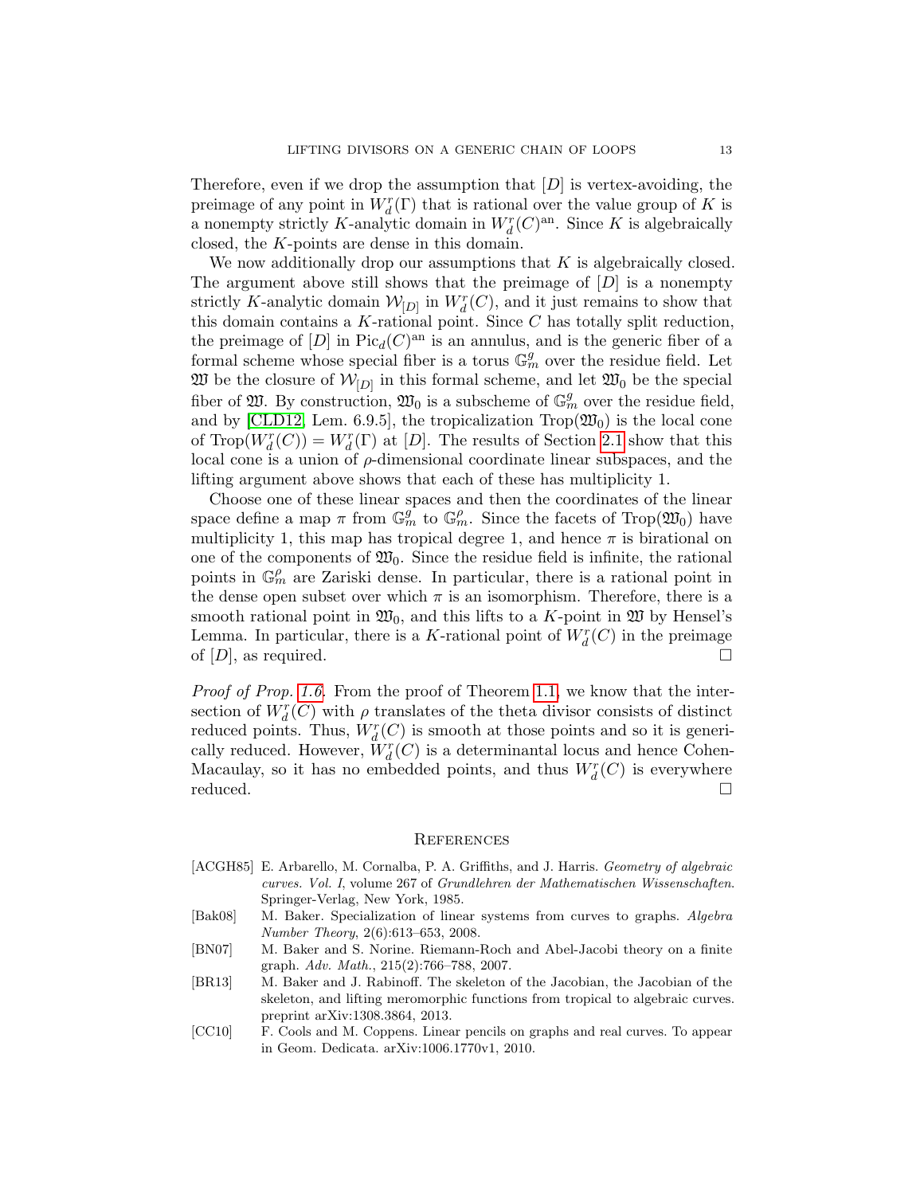Therefore, even if we drop the assumption that $[D]$ is vertex-avoiding, the preimage of any point in $W^r_d(\Gamma)$ that is rational over the value group of $K$ is a nonempty strictly $K$-analytic domain in $W^r_d(C)^{\mathrm{an}}$. Since $K$ is algebraically closed, the $K$-points are dense in this domain.

We now additionally drop our assumptions that $K$ is algebraically closed. The argument above still shows that the preimage of $[D]$ is a nonempty strictly $K$-analytic domain $\mathcal{W}_{[D]}$ in $W^r_d(C)$, and it just remains to show that this domain contains a $K$-rational point. Since $C$ has totally split reduction, the preimage of $[D]$ in $\mathrm{Pic}_d(C)^{\mathrm{an}}$ is an annulus, and is the generic fiber of a formal scheme whose special fiber is a torus $\mathbb{G}^g_m$ over the residue field. Let $\mathfrak{W}$ be the closure of $\mathcal{W}_{[D]}$ in this formal scheme, and let $\mathfrak{W}_0$ be the special fiber of $\mathfrak{W}$. By construction, $\mathfrak{W}_0$ is a subscheme of $\mathbb{G}^g_m$ over the residue field, and by [CLD12, Lem. 6.9.5], the tropicalization $\mathrm{Trop}(\mathfrak{W}_0)$ is the local cone of $\mathrm{Trop}(W^r_d(C)) = W^r_d(\Gamma)$ at $[D]$. The results of Section 2.1 show that this local cone is a union of $\rho$-dimensional coordinate linear subspaces, and the lifting argument above shows that each of these has multiplicity 1.

Choose one of these linear spaces and then the coordinates of the linear space define a map $\pi$ from $\mathbb{G}^g_m$ to $\mathbb{G}^\rho_m$. Since the facets of $\mathrm{Trop}(\mathfrak{W}_0)$ have multiplicity 1, this map has tropical degree 1, and hence $\pi$ is birational on one of the components of $\mathfrak{W}_0$. Since the residue field is infinite, the rational points in $\mathbb{G}^\rho_m$ are Zariski dense. In particular, there is a rational point in the dense open subset over which $\pi$ is an isomorphism. Therefore, there is a smooth rational point in $\mathfrak{W}_0$, and this lifts to a $K$-point in $\mathfrak{W}$ by Hensel's Lemma. In particular, there is a $K$-rational point of $W^r_d(C)$ in the preimage of $[D]$, as required. ☐

*Proof of Prop. 1.6.* From the proof of Theorem 1.1, we know that the intersection of $W^r_d(C)$ with $\rho$ translates of the theta divisor consists of distinct reduced points. Thus, $W^r_d(C)$ is smooth at those points and so it is generically reduced. However, $W^r_d(C)$ is a determinantal locus and hence Cohen-Macaulay, so it has no embedded points, and thus $W^r_d(C)$ is everywhere reduced. ☐

## References

[ACGH85] E. Arbarello, M. Cornalba, P. A. Griffiths, and J. Harris. *Geometry of algebraic curves. Vol. I*, volume 267 of *Grundlehren der Mathematischen Wissenschaften*. Springer-Verlag, New York, 1985.

[Bak08] M. Baker. Specialization of linear systems from curves to graphs. *Algebra Number Theory*, 2(6):613–653, 2008.

[BN07] M. Baker and S. Norine. Riemann-Roch and Abel-Jacobi theory on a finite graph. *Adv. Math.*, 215(2):766–788, 2007.

[BR13] M. Baker and J. Rabinoff. The skeleton of the Jacobian, the Jacobian of the skeleton, and lifting meromorphic functions from tropical to algebraic curves. preprint arXiv:1308.3864, 2013.

[CC10] F. Cools and M. Coppens. Linear pencils on graphs and real curves. To appear in Geom. Dedicata. arXiv:1006.1770v1, 2010.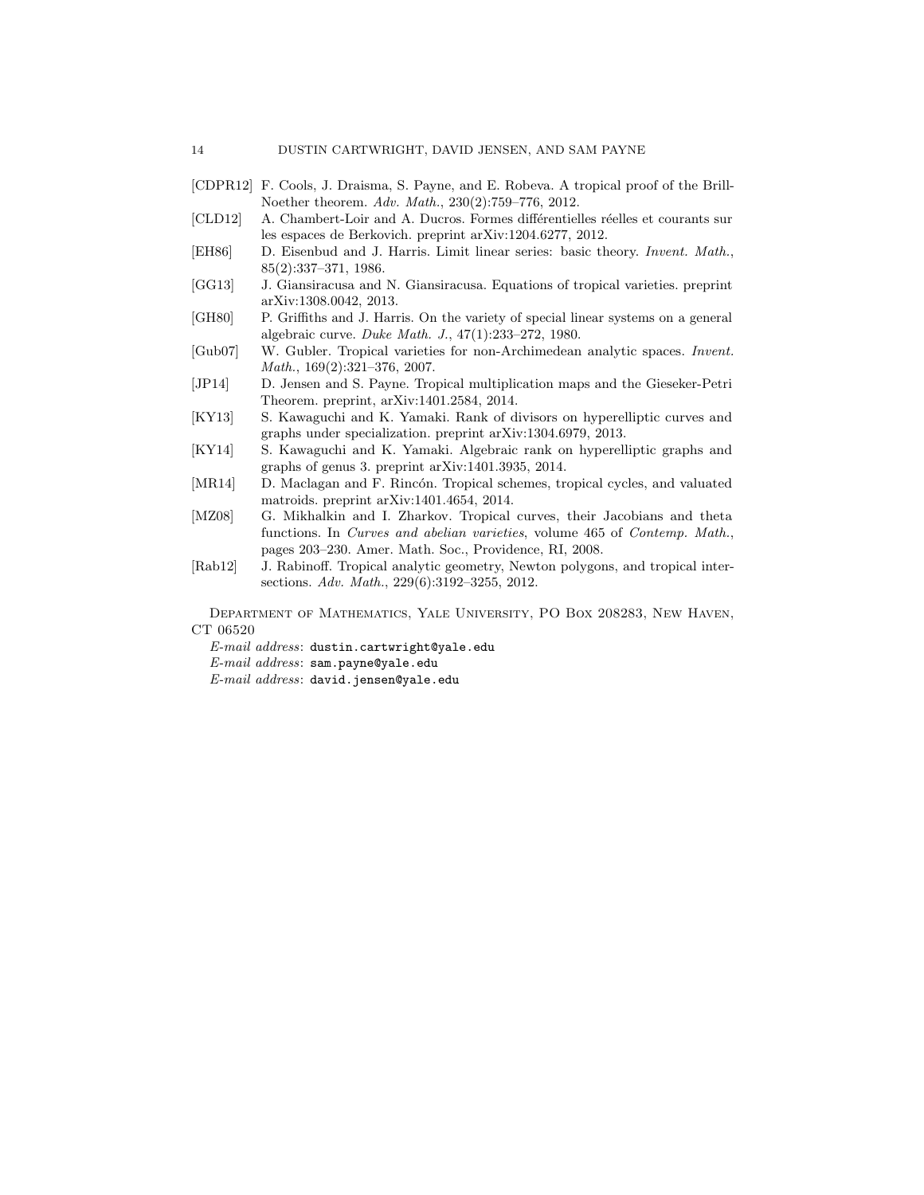- [CDPR12] F. Cools, J. Draisma, S. Payne, and E. Robeva. A tropical proof of the Brill-Noether theorem. *Adv. Math.*, 230(2):759–776, 2012.
- [CLD12] A. Chambert-Loir and A. Ducros. Formes différentielles réelles et courants sur les espaces de Berkovich. preprint arXiv:1204.6277, 2012.
- [EH86] D. Eisenbud and J. Harris. Limit linear series: basic theory. *Invent. Math.*, 85(2):337–371, 1986.
- [GG13] J. Giansiracusa and N. Giansiracusa. Equations of tropical varieties. preprint arXiv:1308.0042, 2013.
- [GH80] P. Griffiths and J. Harris. On the variety of special linear systems on a general algebraic curve. *Duke Math. J.*, 47(1):233–272, 1980.
- [Gub07] W. Gubler. Tropical varieties for non-Archimedean analytic spaces. *Invent. Math.*, 169(2):321–376, 2007.
- [JP14] D. Jensen and S. Payne. Tropical multiplication maps and the Gieseker-Petri Theorem. preprint, arXiv:1401.2584, 2014.
- [KY13] S. Kawaguchi and K. Yamaki. Rank of divisors on hyperelliptic curves and graphs under specialization. preprint arXiv:1304.6979, 2013.
- [KY14] S. Kawaguchi and K. Yamaki. Algebraic rank on hyperelliptic graphs and graphs of genus 3. preprint arXiv:1401.3935, 2014.
- [MR14] D. Maclagan and F. Rincón. Tropical schemes, tropical cycles, and valuated matroids. preprint arXiv:1401.4654, 2014.
- [MZ08] G. Mikhalkin and I. Zharkov. Tropical curves, their Jacobians and theta functions. In *Curves and abelian varieties*, volume 465 of *Contemp. Math.*, pages 203–230. Amer. Math. Soc., Providence, RI, 2008.
- [Rab12] J. Rabinoff. Tropical analytic geometry, Newton polygons, and tropical intersections. *Adv. Math.*, 229(6):3192–3255, 2012.

Department of Mathematics, Yale University, PO Box 208283, New Haven, CT 06520

*E-mail address*: dustin.cartwright@yale.edu

*E-mail address*: sam.payne@yale.edu

*E-mail address*: david.jensen@yale.edu